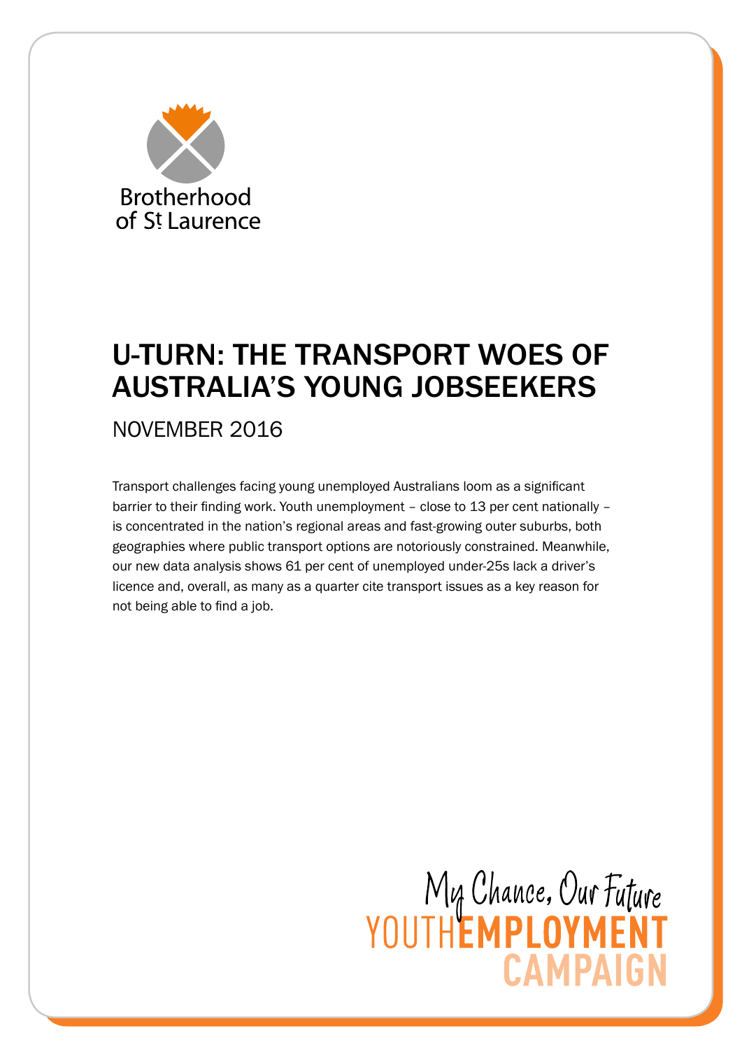Brotherhood of St Laurence

# U-TURN: THE TRANSPORT WOES OF AUSTRALIA'S YOUNG JOBSEEKERS

## NOVEMBER 2016

Transport challenges facing young unemployed Australians loom as a significant barrier to their finding work. Youth unemployment – close to 13 per cent nationally – is concentrated in the nation's regional areas and fast-growing outer suburbs, both geographies where public transport options are notoriously constrained. Meanwhile, our new data analysis shows 61 per cent of unemployed under-25s lack a driver's licence and, overall, as many as a quarter cite transport issues as a key reason for not being able to find a job.

My Chance, Our Future
YOUTH EMPLOYMENT CAMPAIGN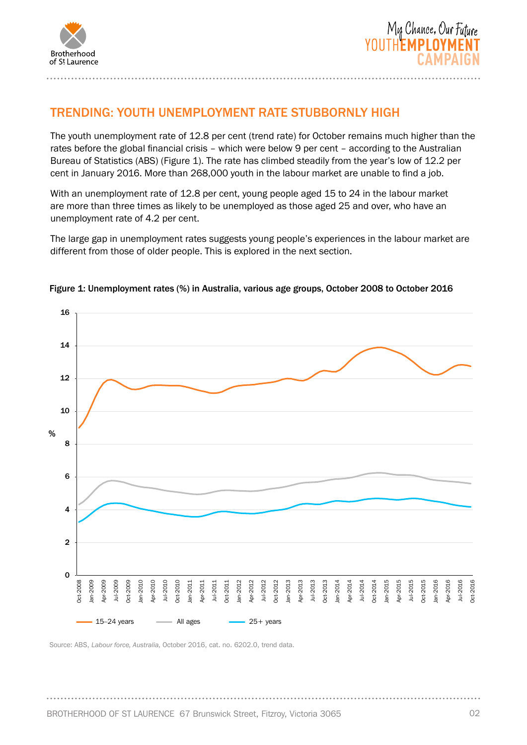## TRENDING: YOUTH UNEMPLOYMENT RATE STUBBORNLY HIGH

The youth unemployment rate of 12.8 per cent (trend rate) for October remains much higher than the rates before the global financial crisis – which were below 9 per cent – according to the Australian Bureau of Statistics (ABS) (Figure 1). The rate has climbed steadily from the year's low of 12.2 per cent in January 2016. More than 268,000 youth in the labour market are unable to find a job.

With an unemployment rate of 12.8 per cent, young people aged 15 to 24 in the labour market are more than three times as likely to be unemployed as those aged 25 and over, who have an unemployment rate of 4.2 per cent.

The large gap in unemployment rates suggests young people's experiences in the labour market are different from those of older people. This is explored in the next section.

**Figure 1: Unemployment rates (%) in Australia, various age groups, October 2008 to October 2016**

Source: ABS, *Labour force, Australia*, October 2016, cat. no. 6202.0, trend data.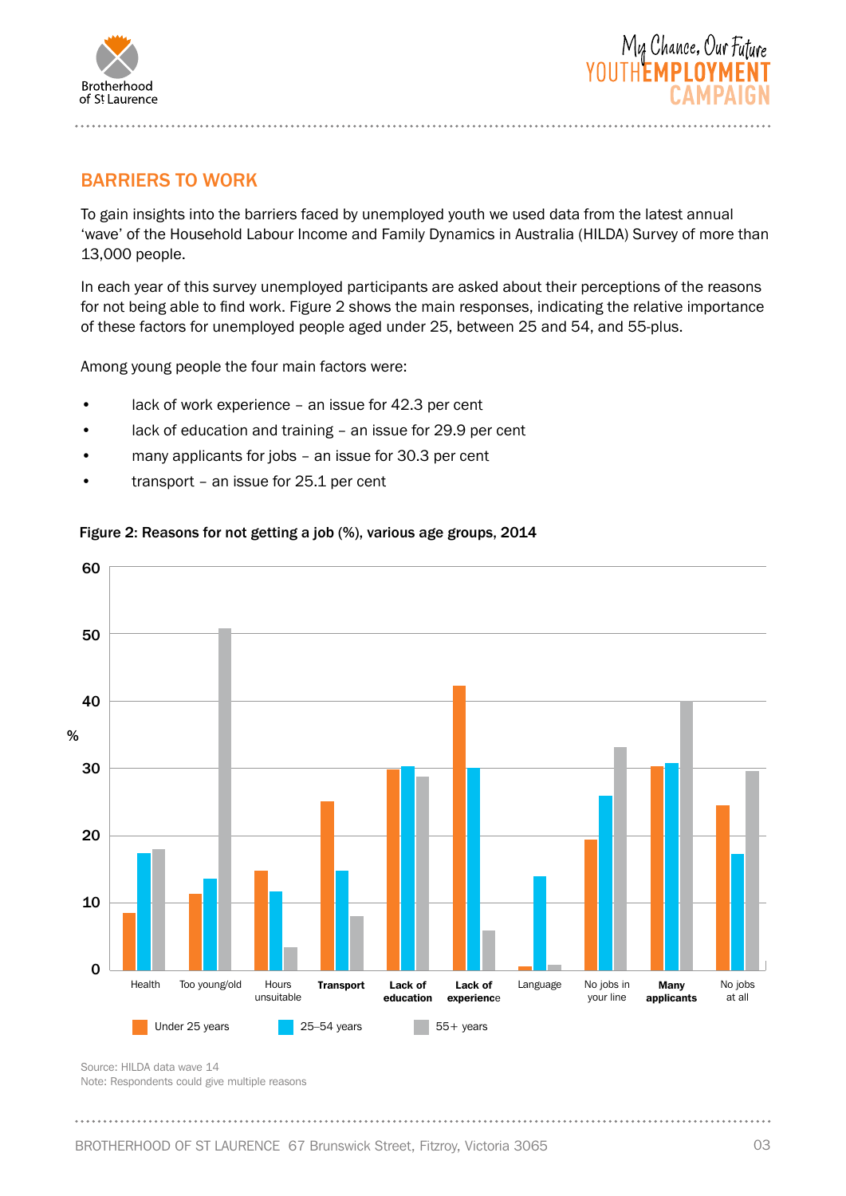## BARRIERS TO WORK

To gain insights into the barriers faced by unemployed youth we used data from the latest annual 'wave' of the Household Labour Income and Family Dynamics in Australia (HILDA) Survey of more than 13,000 people.

In each year of this survey unemployed participants are asked about their perceptions of the reasons for not being able to find work. Figure 2 shows the main responses, indicating the relative importance of these factors for unemployed people aged under 25, between 25 and 54, and 55-plus.

Among young people the four main factors were:

- lack of work experience – an issue for 42.3 per cent
- lack of education and training – an issue for 29.9 per cent
- many applicants for jobs – an issue for 30.3 per cent
- transport – an issue for 25.1 per cent

**Figure 2: Reasons for not getting a job (%), various age groups, 2014**

Source: HILDA data wave 14
Note: Respondents could give multiple reasons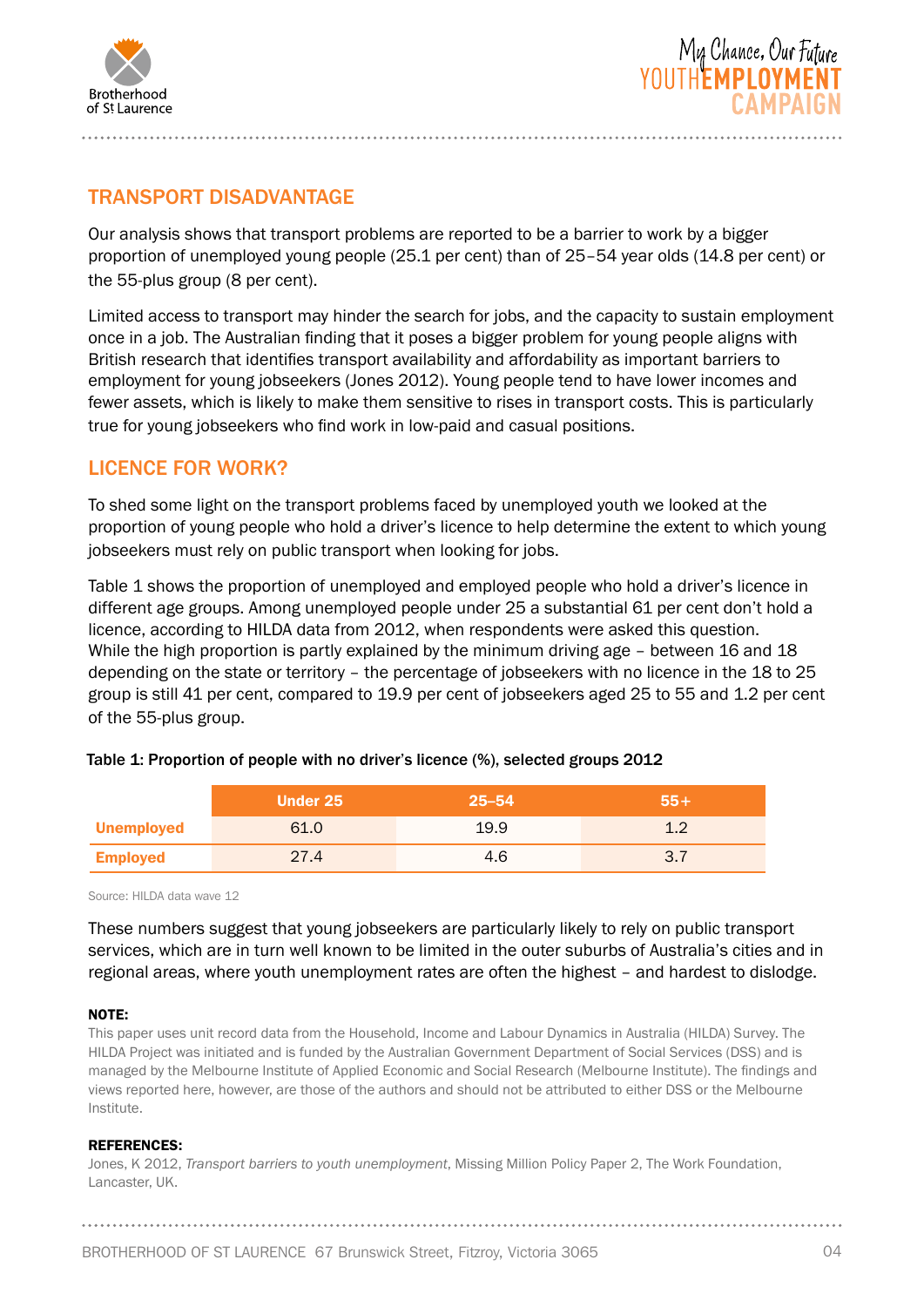## TRANSPORT DISADVANTAGE

Our analysis shows that transport problems are reported to be a barrier to work by a bigger proportion of unemployed young people (25.1 per cent) than of 25–54 year olds (14.8 per cent) or the 55-plus group (8 per cent).

Limited access to transport may hinder the search for jobs, and the capacity to sustain employment once in a job. The Australian finding that it poses a bigger problem for young people aligns with British research that identifies transport availability and affordability as important barriers to employment for young jobseekers (Jones 2012). Young people tend to have lower incomes and fewer assets, which is likely to make them sensitive to rises in transport costs. This is particularly true for young jobseekers who find work in low-paid and casual positions.

## LICENCE FOR WORK?

To shed some light on the transport problems faced by unemployed youth we looked at the proportion of young people who hold a driver's licence to help determine the extent to which young jobseekers must rely on public transport when looking for jobs.

Table 1 shows the proportion of unemployed and employed people who hold a driver's licence in different age groups. Among unemployed people under 25 a substantial 61 per cent don't hold a licence, according to HILDA data from 2012, when respondents were asked this question. While the high proportion is partly explained by the minimum driving age – between 16 and 18 depending on the state or territory – the percentage of jobseekers with no licence in the 18 to 25 group is still 41 per cent, compared to 19.9 per cent of jobseekers aged 25 to 55 and 1.2 per cent of the 55-plus group.

**Table 1: Proportion of people with no driver's licence (%), selected groups 2012**

| | Under 25 | 25–54 | 55+ |
|---|---|---|---|
| **Unemployed** | 61.0 | 19.9 | 1.2 |
| **Employed** | 27.4 | 4.6 | 3.7 |

Source: HILDA data wave 12

These numbers suggest that young jobseekers are particularly likely to rely on public transport services, which are in turn well known to be limited in the outer suburbs of Australia's cities and in regional areas, where youth unemployment rates are often the highest – and hardest to dislodge.

**NOTE:**

This paper uses unit record data from the Household, Income and Labour Dynamics in Australia (HILDA) Survey. The HILDA Project was initiated and is funded by the Australian Government Department of Social Services (DSS) and is managed by the Melbourne Institute of Applied Economic and Social Research (Melbourne Institute). The findings and views reported here, however, are those of the authors and should not be attributed to either DSS or the Melbourne Institute.

**REFERENCES:**

Jones, K 2012, *Transport barriers to youth unemployment*, Missing Million Policy Paper 2, The Work Foundation, Lancaster, UK.